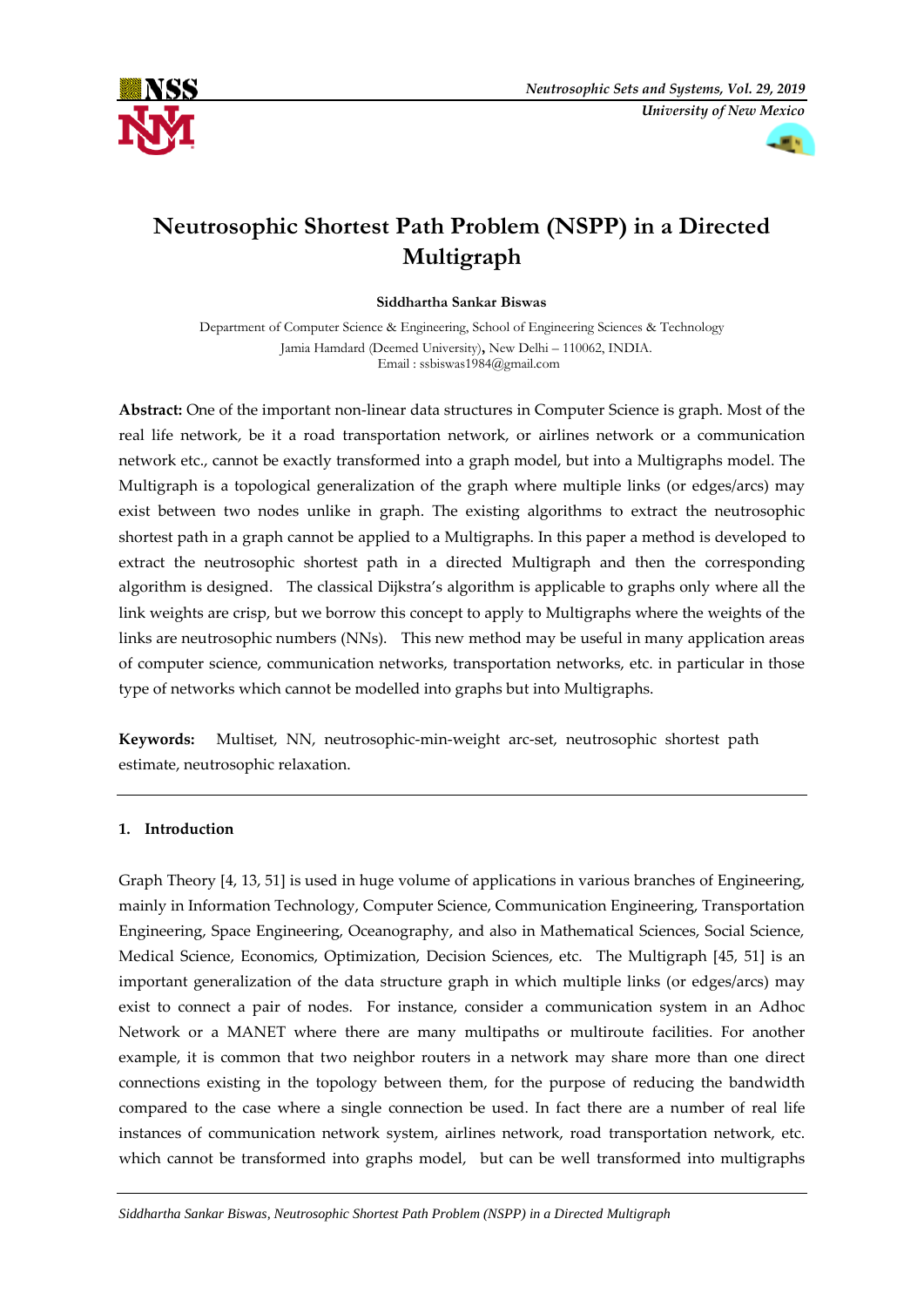# Neutrosophic Shortest Path Problem (NSPP) in a Directed Multigraph

**Siddhartha Sankar Biswas**

Department of Computer Science & Engineering, School of Engineering Sciences & Technology
Jamia Hamdard (Deemed University), New Delhi – 110062, INDIA.
Email : ssbiswas1984@gmail.com

**Abstract:** One of the important non-linear data structures in Computer Science is graph. Most of the real life network, be it a road transportation network, or airlines network or a communication network etc., cannot be exactly transformed into a graph model, but into a Multigraphs model. The Multigraph is a topological generalization of the graph where multiple links (or edges/arcs) may exist between two nodes unlike in graph. The existing algorithms to extract the neutrosophic shortest path in a graph cannot be applied to a Multigraphs. In this paper a method is developed to extract the neutrosophic shortest path in a directed Multigraph and then the corresponding algorithm is designed. The classical Dijkstra's algorithm is applicable to graphs only where all the link weights are crisp, but we borrow this concept to apply to Multigraphs where the weights of the links are neutrosophic numbers (NNs). This new method may be useful in many application areas of computer science, communication networks, transportation networks, etc. in particular in those type of networks which cannot be modelled into graphs but into Multigraphs.

**Keywords:** Multiset, NN, neutrosophic-min-weight arc-set, neutrosophic shortest path estimate, neutrosophic relaxation.

## 1. Introduction

Graph Theory [4, 13, 51] is used in huge volume of applications in various branches of Engineering, mainly in Information Technology, Computer Science, Communication Engineering, Transportation Engineering, Space Engineering, Oceanography, and also in Mathematical Sciences, Social Science, Medical Science, Economics, Optimization, Decision Sciences, etc. The Multigraph [45, 51] is an important generalization of the data structure graph in which multiple links (or edges/arcs) may exist to connect a pair of nodes. For instance, consider a communication system in an Adhoc Network or a MANET where there are many multipaths or multiroute facilities. For another example, it is common that two neighbor routers in a network may share more than one direct connections existing in the topology between them, for the purpose of reducing the bandwidth compared to the case where a single connection be used. In fact there are a number of real life instances of communication network system, airlines network, road transportation network, etc. which cannot be transformed into graphs model, but can be well transformed into multigraphs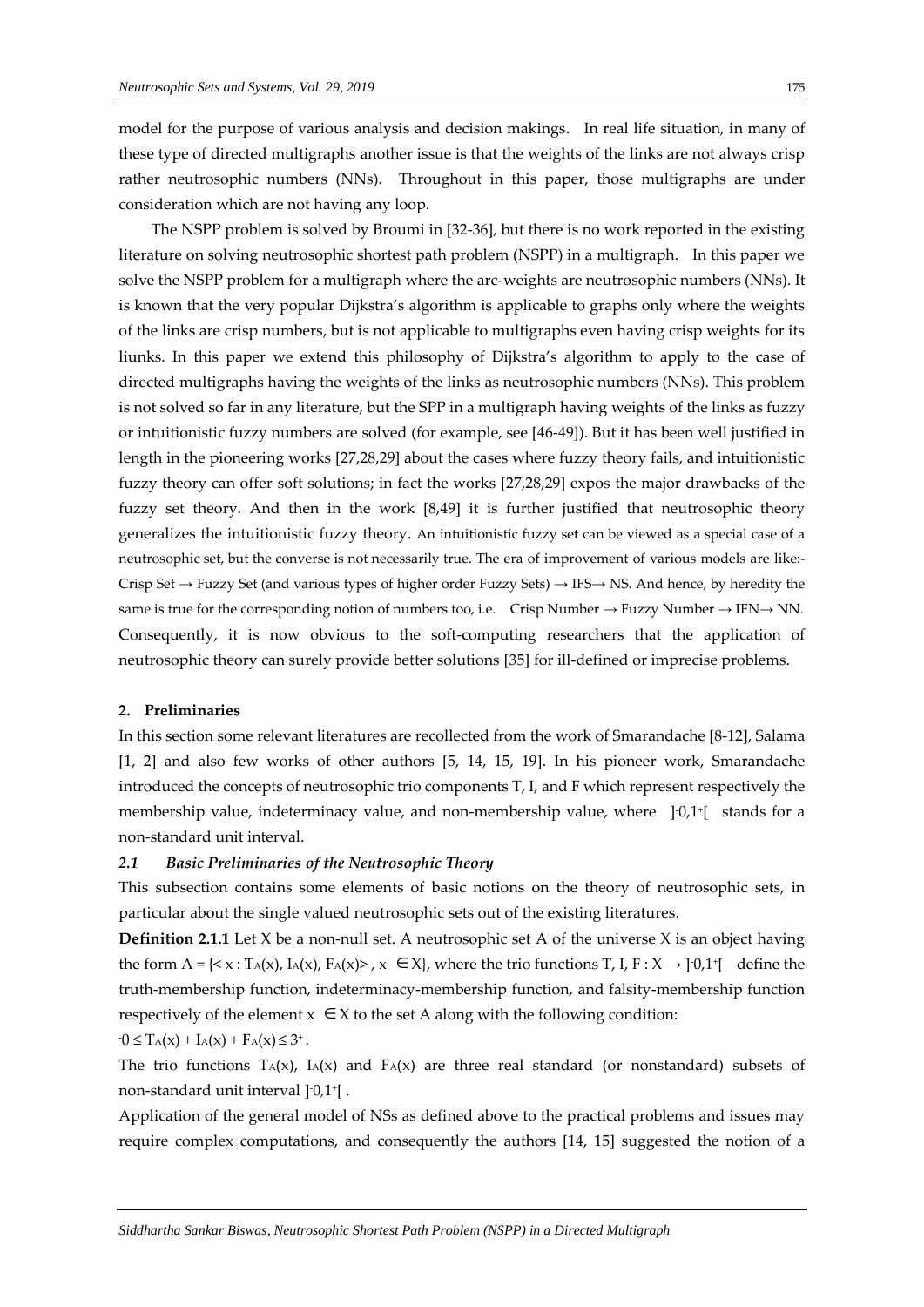model for the purpose of various analysis and decision makings. In real life situation, in many of these type of directed multigraphs another issue is that the weights of the links are not always crisp rather neutrosophic numbers (NNs). Throughout in this paper, those multigraphs are under consideration which are not having any loop.

The NSPP problem is solved by Broumi in [32-36], but there is no work reported in the existing literature on solving neutrosophic shortest path problem (NSPP) in a multigraph. In this paper we solve the NSPP problem for a multigraph where the arc-weights are neutrosophic numbers (NNs). It is known that the very popular Dijkstra's algorithm is applicable to graphs only where the weights of the links are crisp numbers, but is not applicable to multigraphs even having crisp weights for its liunks. In this paper we extend this philosophy of Dijkstra's algorithm to apply to the case of directed multigraphs having the weights of the links as neutrosophic numbers (NNs). This problem is not solved so far in any literature, but the SPP in a multigraph having weights of the links as fuzzy or intuitionistic fuzzy numbers are solved (for example, see [46-49]). But it has been well justified in length in the pioneering works [27,28,29] about the cases where fuzzy theory fails, and intuitionistic fuzzy theory can offer soft solutions; in fact the works [27,28,29] expos the major drawbacks of the fuzzy set theory. And then in the work [8,49] it is further justified that neutrosophic theory generalizes the intuitionistic fuzzy theory. An intuitionistic fuzzy set can be viewed as a special case of a neutrosophic set, but the converse is not necessarily true. The era of improvement of various models are like:- Crisp Set → Fuzzy Set (and various types of higher order Fuzzy Sets) → IFS→ NS. And hence, by heredity the same is true for the corresponding notion of numbers too, i.e. Crisp Number → Fuzzy Number → IFN→ NN. Consequently, it is now obvious to the soft-computing researchers that the application of neutrosophic theory can surely provide better solutions [35] for ill-defined or imprecise problems.

## 2. Preliminaries

In this section some relevant literatures are recollected from the work of Smarandache [8-12], Salama [1, 2] and also few works of other authors [5, 14, 15, 19]. In his pioneer work, Smarandache introduced the concepts of neutrosophic trio components T, I, and F which represent respectively the membership value, indeterminacy value, and non-membership value, where $]^{-}0,1^{+}[$ stands for a non-standard unit interval.

### *2.1 Basic Preliminaries of the Neutrosophic Theory*

This subsection contains some elements of basic notions on the theory of neutrosophic sets, in particular about the single valued neutrosophic sets out of the existing literatures.

**Definition 2.1.1** Let X be a non-null set. A neutrosophic set A of the universe X is an object having the form $A = \{< x : T_A(x), I_A(x), F_A(x) >, x \in X\}$, where the trio functions $T, I, F : X \rightarrow ]^{-}0,1^{+}[$ define the truth-membership function, indeterminacy-membership function, and falsity-membership function respectively of the element $x \in X$ to the set A along with the following condition:

$^{-}0 \leq T_A(x) + I_A(x) + F_A(x) \leq 3^{+}$.

The trio functions $T_A(x)$, $I_A(x)$ and $F_A(x)$ are three real standard (or nonstandard) subsets of non-standard unit interval $]^{-}0,1^{+}[$ .

Application of the general model of NSs as defined above to the practical problems and issues may require complex computations, and consequently the authors [14, 15] suggested the notion of a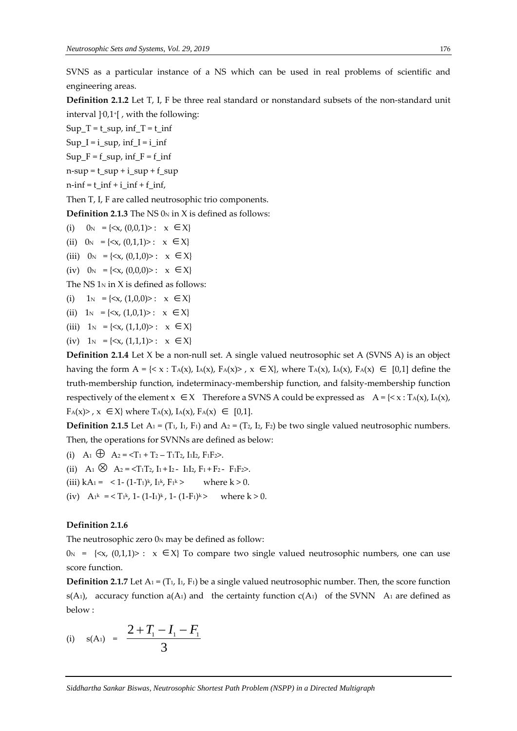SVNS as a particular instance of a NS which can be used in real problems of scientific and engineering areas.

**Definition 2.1.2** Let T, I, F be three real standard or nonstandard subsets of the non-standard unit interval $]^-0,1^+[$ , with the following:

Sup_T = t_sup, inf_T = t_inf

Sup_I = i_sup, inf_I = i_inf

Sup_F = f_sup, inf_F = f_inf

n-sup = t_sup + i_sup + f_sup

n-inf = t_inf + i_inf + f_inf,

Then T, I, F are called neutrosophic trio components.

**Definition 2.1.3** The NS $0_N$ in X is defined as follows:

(i) $0_N = \{<x, (0,0,1)> : x \in X\}$

(ii) $0_N = \{<x, (0,1,1)> : x \in X\}$

(iii) $0_N = \{<x, (0,1,0)> : x \in X\}$

(iv) $0_N = \{<x, (0,0,0)> : x \in X\}$

The NS $1_N$ in X is defined as follows:

(i) $1_N = \{<x, (1,0,0)> : x \in X\}$

(ii) $1_N = \{<x, (1,0,1)> : x \in X\}$

(iii) $1_N = \{<x, (1,1,0)> : x \in X\}$

(iv) $1_N = \{<x, (1,1,1)> : x \in X\}$

**Definition 2.1.4** Let X be a non-null set. A single valued neutrosophic set A (SVNS A) is an object having the form $A = \{< x : T_A(x), I_A(x), F_A(x)> , x \in X\}$, where $T_A(x), I_A(x), F_A(x) \in [0,1]$ define the truth-membership function, indeterminacy-membership function, and falsity-membership function respectively of the element $x \in X$ Therefore a SVNS A could be expressed as $A = \{< x : T_A(x), I_A(x), F_A(x)> , x \in X\}$ where $T_A(x), I_A(x), F_A(x) \in [0,1]$.

**Definition 2.1.5** Let $A_1 = (T_1, I_1, F_1)$ and $A_2 = (T_2, I_2, F_2)$ be two single valued neutrosophic numbers. Then, the operations for SVNNs are defined as below:

(i) $A_1 \oplus A_2 = <T_1 + T_2 - T_1T_2, I_1I_2, F_1F_2>$.

(ii) $A_1 \otimes A_2 = <T_1T_2, I_1 + I_2 - I_1I_2, F_1 + F_2 - F_1F_2>$.

(iii) $kA_1 = < 1- (1-T_1)^k, I_1^k, F_1^k >$ where $k > 0$.

(iv) $A_1^k = < T_1^k, 1- (1-I_1)^k, 1- (1-F_1)^k >$ where $k > 0$.

**Definition 2.1.6**

The neutrosophic zero $0_N$ may be defined as follow:

$0_N = \{<x, (0,1,1)> : x \in X\}$ To compare two single valued neutrosophic numbers, one can use score function.

**Definition 2.1.7** Let $A_1 = (T_1, I_1, F_1)$ be a single valued neutrosophic number. Then, the score function $s(A_1)$, accuracy function $a(A_1)$ and the certainty function $c(A_1)$ of the SVNN $A_1$ are defined as below :

(i) $$s(A_1) = \frac{2 + T_1 - I_1 - F_1}{3}$$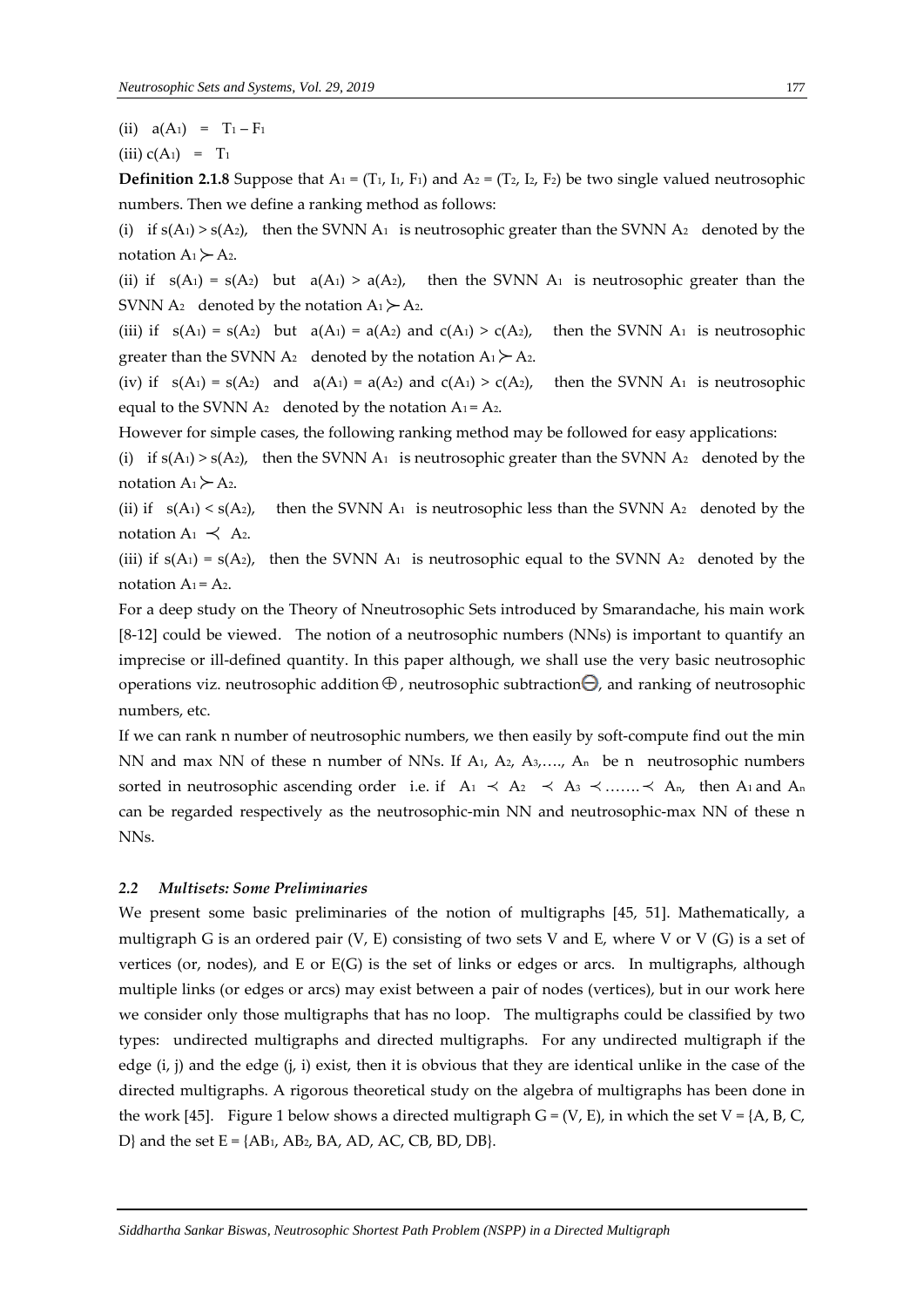(ii) $a(A_1) = T_1 - F_1$

(iii) $c(A_1) = T_1$

**Definition 2.1.8** Suppose that $A_1 = (T_1, I_1, F_1)$ and $A_2 = (T_2, I_2, F_2)$ be two single valued neutrosophic numbers. Then we define a ranking method as follows:

(i) if $s(A_1) > s(A_2)$, then the SVNN $A_1$ is neutrosophic greater than the SVNN $A_2$ denoted by the notation $A_1 \succ A_2$.

(ii) if $s(A_1) = s(A_2)$ but $a(A_1) > a(A_2)$, then the SVNN $A_1$ is neutrosophic greater than the SVNN $A_2$ denoted by the notation $A_1 \succ A_2$.

(iii) if $s(A_1) = s(A_2)$ but $a(A_1) = a(A_2)$ and $c(A_1) > c(A_2)$, then the SVNN $A_1$ is neutrosophic greater than the SVNN $A_2$ denoted by the notation $A_1 \succ A_2$.

(iv) if $s(A_1) = s(A_2)$ and $a(A_1) = a(A_2)$ and $c(A_1) > c(A_2)$, then the SVNN $A_1$ is neutrosophic equal to the SVNN $A_2$ denoted by the notation $A_1 = A_2$.

However for simple cases, the following ranking method may be followed for easy applications:

(i) if $s(A_1) > s(A_2)$, then the SVNN $A_1$ is neutrosophic greater than the SVNN $A_2$ denoted by the notation $A_1 \succ A_2$.

(ii) if $s(A_1) < s(A_2)$, then the SVNN $A_1$ is neutrosophic less than the SVNN $A_2$ denoted by the notation $A_1 \prec A_2$.

(iii) if $s(A_1) = s(A_2)$, then the SVNN $A_1$ is neutrosophic equal to the SVNN $A_2$ denoted by the notation $A_1 = A_2$.

For a deep study on the Theory of Nneutrosophic Sets introduced by Smarandache, his main work [8-12] could be viewed. The notion of a neutrosophic numbers (NNs) is important to quantify an imprecise or ill-defined quantity. In this paper although, we shall use the very basic neutrosophic operations viz. neutrosophic addition $\oplus$, neutrosophic subtraction $\ominus$, and ranking of neutrosophic numbers, etc.

If we can rank n number of neutrosophic numbers, we then easily by soft-compute find out the min NN and max NN of these n number of NNs. If $A_1, A_2, A_3, \ldots, A_n$ be n neutrosophic numbers sorted in neutrosophic ascending order i.e. if $A_1 \prec A_2 \prec A_3 \prec \ldots\ldots \prec A_n$, then $A_1$ and $A_n$ can be regarded respectively as the neutrosophic-min NN and neutrosophic-max NN of these n NNs.

### *2.2 Multisets: Some Preliminaries*

We present some basic preliminaries of the notion of multigraphs [45, 51]. Mathematically, a multigraph G is an ordered pair (V, E) consisting of two sets V and E, where V or V (G) is a set of vertices (or, nodes), and E or E(G) is the set of links or edges or arcs. In multigraphs, although multiple links (or edges or arcs) may exist between a pair of nodes (vertices), but in our work here we consider only those multigraphs that has no loop. The multigraphs could be classified by two types: undirected multigraphs and directed multigraphs. For any undirected multigraph if the edge (i, j) and the edge (j, i) exist, then it is obvious that they are identical unlike in the case of the directed multigraphs. A rigorous theoretical study on the algebra of multigraphs has been done in the work [45]. Figure 1 below shows a directed multigraph G = (V, E), in which the set V = {A, B, C, D} and the set E = {$AB_1$, $AB_2$, BA, AD, AC, CB, BD, DB}.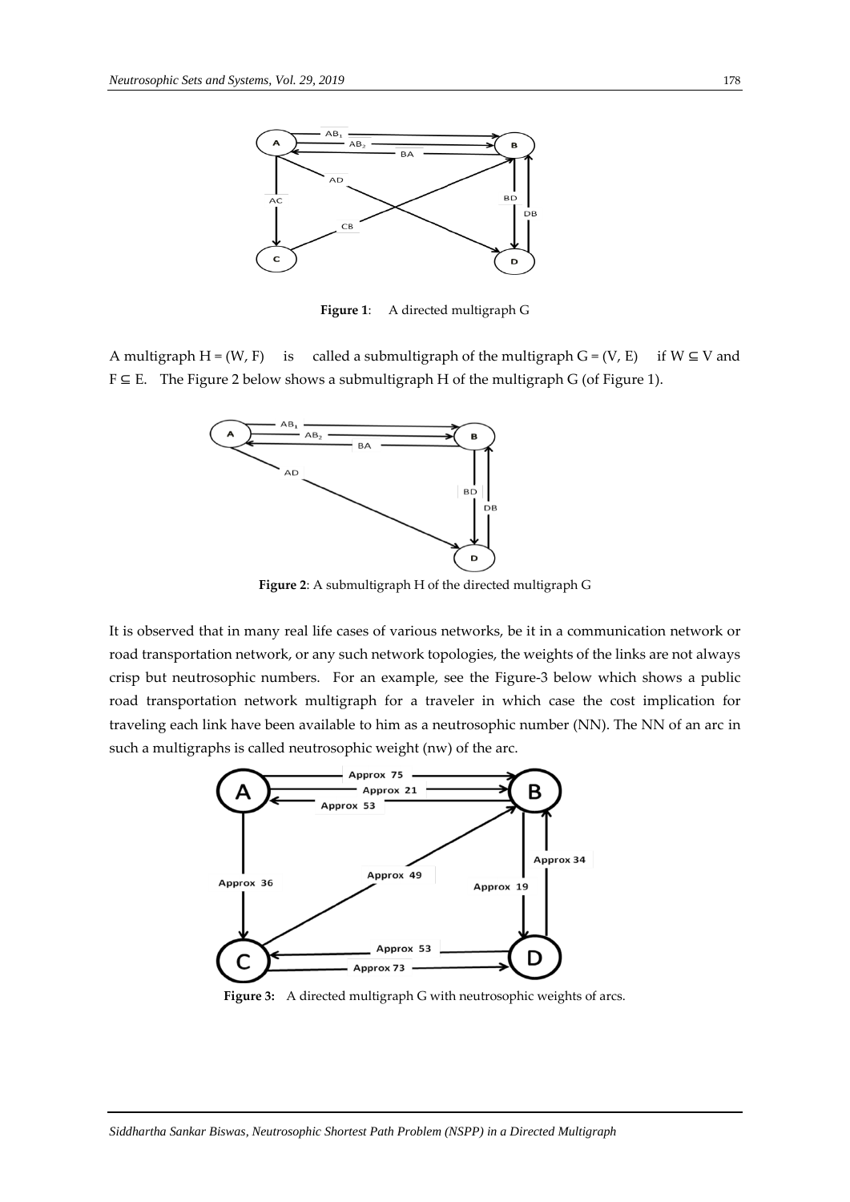**Figure 1**: A directed multigraph G

A multigraph H = (W, F) is called a submultigraph of the multigraph G = (V, E) if $W \subseteq V$ and $F \subseteq E$. The Figure 2 below shows a submultigraph H of the multigraph G (of Figure 1).

**Figure 2**: A submultigraph H of the directed multigraph G

It is observed that in many real life cases of various networks, be it in a communication network or road transportation network, or any such network topologies, the weights of the links are not always crisp but neutrosophic numbers. For an example, see the Figure-3 below which shows a public road transportation network multigraph for a traveler in which case the cost implication for traveling each link have been available to him as a neutrosophic number (NN). The NN of an arc in such a multigraphs is called neutrosophic weight (nw) of the arc.

**Figure 3:** A directed multigraph G with neutrosophic weights of arcs.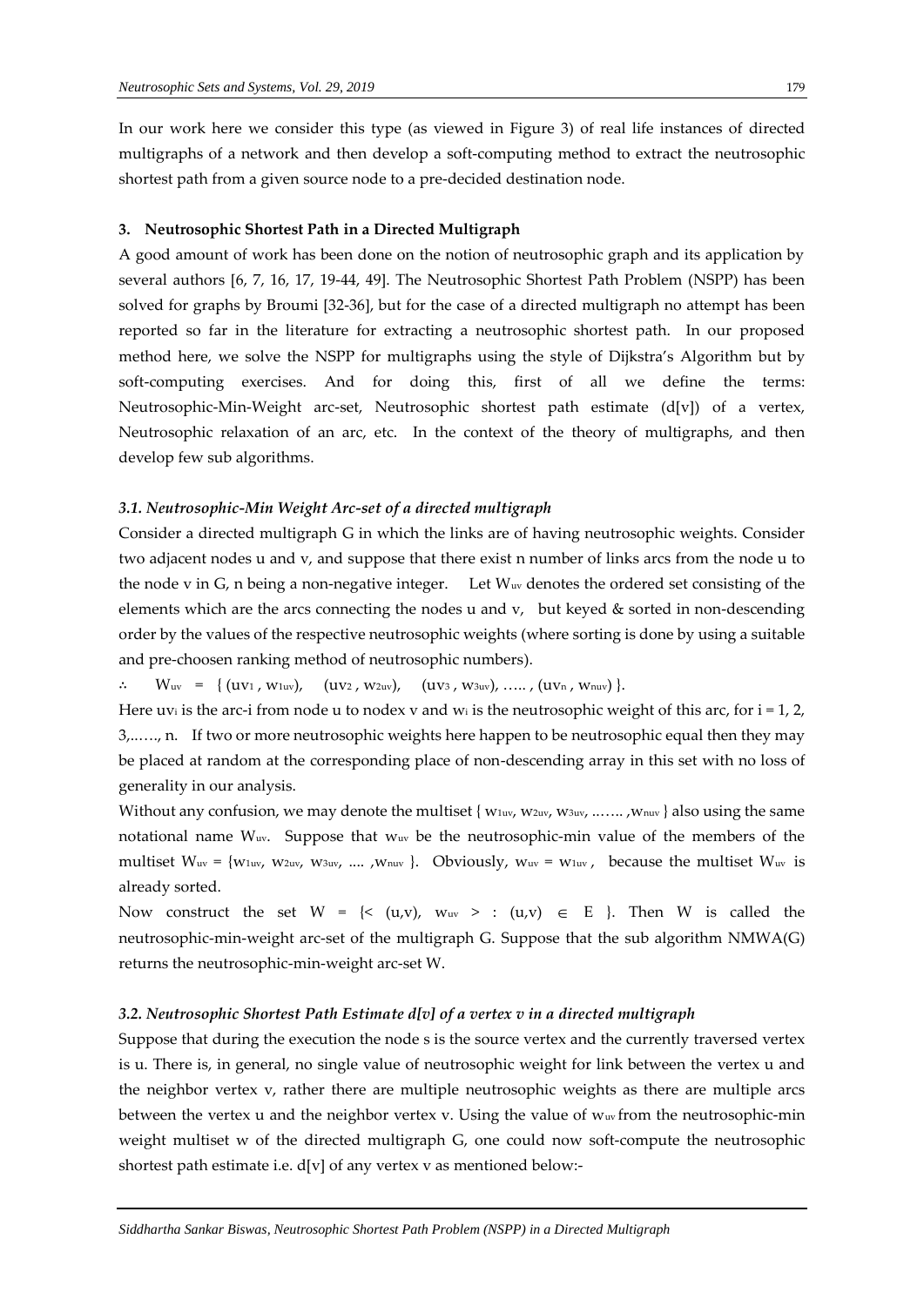In our work here we consider this type (as viewed in Figure 3) of real life instances of directed multigraphs of a network and then develop a soft-computing method to extract the neutrosophic shortest path from a given source node to a pre-decided destination node.

## 3. Neutrosophic Shortest Path in a Directed Multigraph

A good amount of work has been done on the notion of neutrosophic graph and its application by several authors [6, 7, 16, 17, 19-44, 49]. The Neutrosophic Shortest Path Problem (NSPP) has been solved for graphs by Broumi [32-36], but for the case of a directed multigraph no attempt has been reported so far in the literature for extracting a neutrosophic shortest path. In our proposed method here, we solve the NSPP for multigraphs using the style of Dijkstra's Algorithm but by soft-computing exercises. And for doing this, first of all we define the terms: Neutrosophic-Min-Weight arc-set, Neutrosophic shortest path estimate (d[v]) of a vertex, Neutrosophic relaxation of an arc, etc. In the context of the theory of multigraphs, and then develop few sub algorithms.

### *3.1. Neutrosophic-Min Weight Arc-set of a directed multigraph*

Consider a directed multigraph G in which the links are of having neutrosophic weights. Consider two adjacent nodes u and v, and suppose that there exist n number of links arcs from the node u to the node v in G, n being a non-negative integer. Let $W_{uv}$ denotes the ordered set consisting of the elements which are the arcs connecting the nodes u and v, but keyed & sorted in non-descending order by the values of the respective neutrosophic weights (where sorting is done by using a suitable and pre-choosen ranking method of neutrosophic numbers).

$\therefore \quad W_{uv} = \{ (uv_1, w_{1uv}), \quad (uv_2, w_{2uv}), \quad (uv_3, w_{3uv}), \ldots.., (uv_n, w_{nuv}) \}$.

Here $uv_i$ is the arc-i from node u to nodex v and $w_i$ is the neutrosophic weight of this arc, for i = 1, 2, 3,......, n. If two or more neutrosophic weights here happen to be neutrosophic equal then they may be placed at random at the corresponding place of non-descending array in this set with no loss of generality in our analysis.

Without any confusion, we may denote the multiset $\{ w_{1uv}, w_{2uv}, w_{3uv}, \ldots\ldots, w_{nuv} \}$ also using the same notational name $W_{uv}$. Suppose that $w_{uv}$ be the neutrosophic-min value of the members of the multiset $W_{uv} = \{w_{1uv}, w_{2uv}, w_{3uv}, \ldots, w_{nuv}\}$. Obviously, $w_{uv} = w_{1uv}$, because the multiset $W_{uv}$ is already sorted.

Now construct the set $W = \{< (u,v), w_{uv} > : (u,v) \in E \}$. Then W is called the neutrosophic-min-weight arc-set of the multigraph G. Suppose that the sub algorithm NMWA(G) returns the neutrosophic-min-weight arc-set W.

### *3.2. Neutrosophic Shortest Path Estimate d[v] of a vertex v in a directed multigraph*

Suppose that during the execution the node s is the source vertex and the currently traversed vertex is u. There is, in general, no single value of neutrosophic weight for link between the vertex u and the neighbor vertex v, rather there are multiple neutrosophic weights as there are multiple arcs between the vertex u and the neighbor vertex v. Using the value of $w_{uv}$ from the neutrosophic-min weight multiset w of the directed multigraph G, one could now soft-compute the neutrosophic shortest path estimate i.e. d[v] of any vertex v as mentioned below:-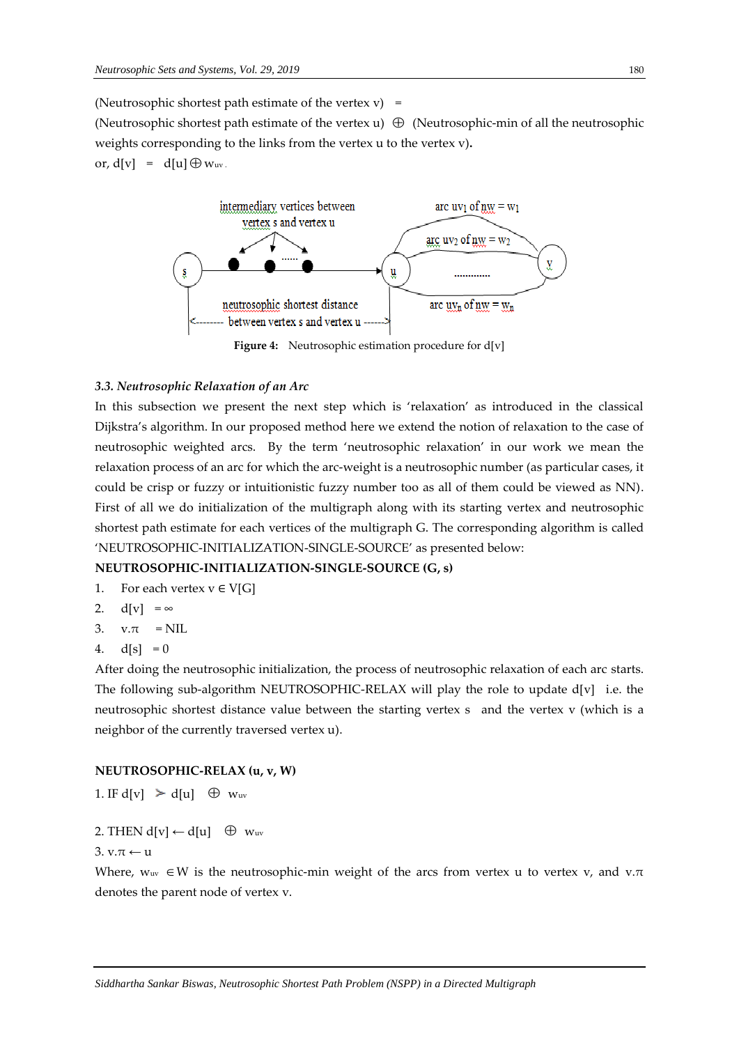(Neutrosophic shortest path estimate of the vertex v) =

(Neutrosophic shortest path estimate of the vertex u) $\oplus$ (Neutrosophic-min of all the neutrosophic weights corresponding to the links from the vertex u to the vertex v).

or, $d[v] = d[u] \oplus w_{uv}$.

**Figure 4:** Neutrosophic estimation procedure for d[v]

### *3.3. Neutrosophic Relaxation of an Arc*

In this subsection we present the next step which is 'relaxation' as introduced in the classical Dijkstra's algorithm. In our proposed method here we extend the notion of relaxation to the case of neutrosophic weighted arcs. By the term 'neutrosophic relaxation' in our work we mean the relaxation process of an arc for which the arc-weight is a neutrosophic number (as particular cases, it could be crisp or fuzzy or intuitionistic fuzzy number too as all of them could be viewed as NN). First of all we do initialization of the multigraph along with its starting vertex and neutrosophic shortest path estimate for each vertices of the multigraph G. The corresponding algorithm is called 'NEUTROSOPHIC-INITIALIZATION-SINGLE-SOURCE' as presented below:

**NEUTROSOPHIC-INITIALIZATION-SINGLE-SOURCE (G, s)**

1. For each vertex $v \in V[G]$
2. $d[v] = \infty$
3. $v.\pi = NIL$
4. $d[s] = 0$

After doing the neutrosophic initialization, the process of neutrosophic relaxation of each arc starts. The following sub-algorithm NEUTROSOPHIC-RELAX will play the role to update d[v] i.e. the neutrosophic shortest distance value between the starting vertex s and the vertex v (which is a neighbor of the currently traversed vertex u).

**NEUTROSOPHIC-RELAX (u, v, W)**

1. IF $d[v] \succ d[u] \oplus w_{uv}$

2. THEN $d[v] \leftarrow d[u] \oplus w_{uv}$

3. $v.\pi \leftarrow u$

Where, $w_{uv} \in W$ is the neutrosophic-min weight of the arcs from vertex u to vertex v, and $v.\pi$ denotes the parent node of vertex v.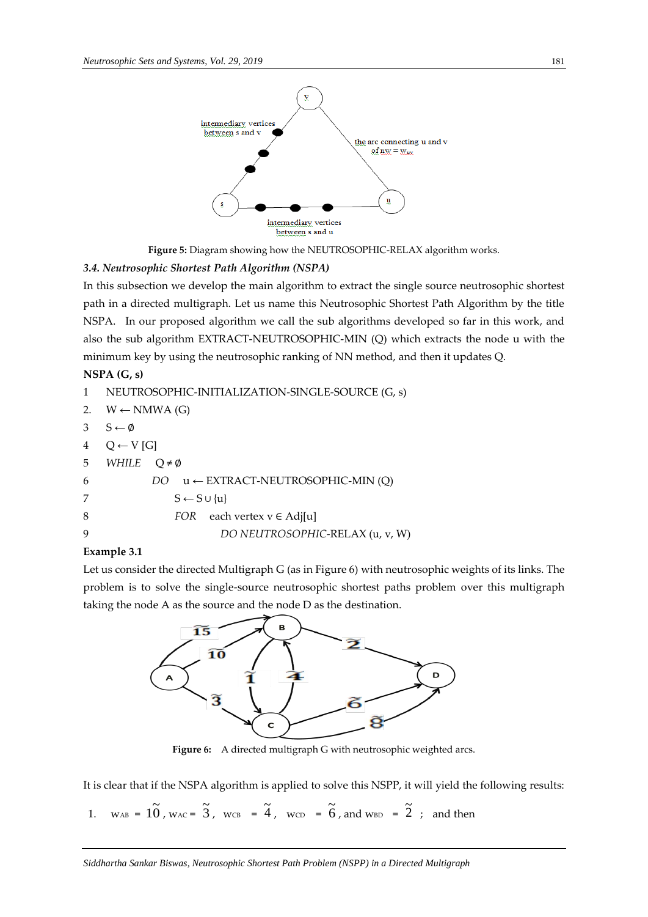Figure 5: Diagram showing how the NEUTROSOPHIC-RELAX algorithm works.

### 3.4. Neutrosophic Shortest Path Algorithm (NSPA)

In this subsection we develop the main algorithm to extract the single source neutrosophic shortest path in a directed multigraph. Let us name this Neutrosophic Shortest Path Algorithm by the title NSPA. In our proposed algorithm we call the sub algorithms developed so far in this work, and also the sub algorithm EXTRACT-NEUTROSOPHIC-MIN (Q) which extracts the node u with the minimum key by using the neutrosophic ranking of NN method, and then it updates Q.

**NSPA (G, s)**

```
1    NEUTROSOPHIC-INITIALIZATION-SINGLE-SOURCE (G, s)
2.   W ← NMWA (G)
3    S ← ∅
4    Q ← V [G]
5    WHILE   Q ≠ ∅
6              DO   u ← EXTRACT-NEUTROSOPHIC-MIN (Q)
7                   S ← S ∪ {u}
8                   FOR   each vertex v ∈ Adj[u]
9                             DO NEUTROSOPHIC-RELAX (u, v, W)
```

**Example 3.1**

Let us consider the directed Multigraph G (as in Figure 6) with neutrosophic weights of its links. The problem is to solve the single-source neutrosophic shortest paths problem over this multigraph taking the node A as the source and the node D as the destination.

Figure 6: A directed multigraph G with neutrosophic weighted arcs.

It is clear that if the NSPA algorithm is applied to solve this NSPP, it will yield the following results:

1. $w_{AB} = \widetilde{10}$, $w_{AC} = \widetilde{3}$, $w_{CB} = \widetilde{4}$, $w_{CD} = \widetilde{6}$, and $w_{BD} = \widetilde{2}$ ; and then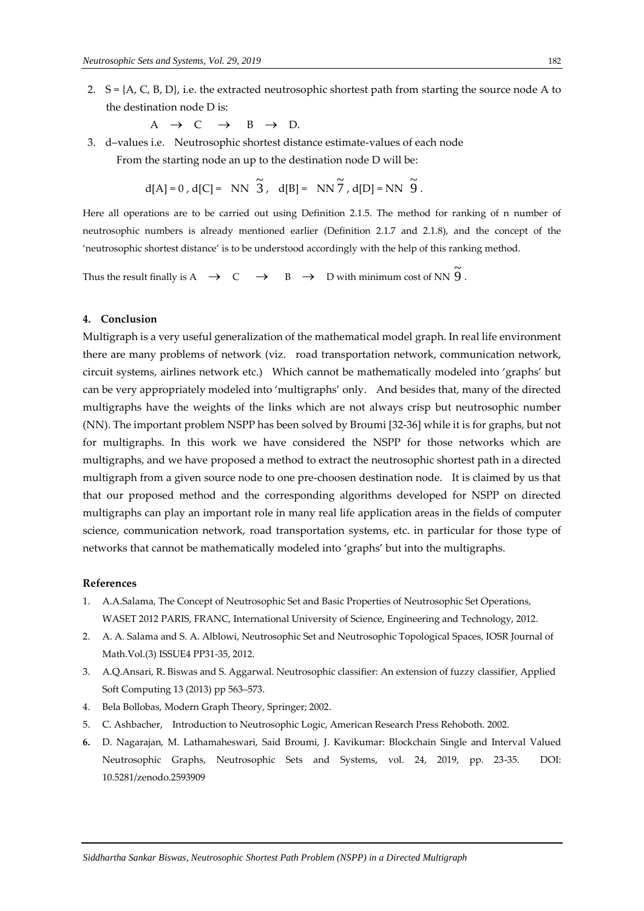2. S = {A, C, B, D}, i.e. the extracted neutrosophic shortest path from starting the source node A to the destination node D is:

   $A \rightarrow C \rightarrow B \rightarrow D$.

3. d–values i.e. Neutrosophic shortest distance estimate-values of each node From the starting node an up to the destination node D will be:

$$d[A] = 0,\ d[C] = NN\ \tilde{3},\ \ d[B] = NN\ \tilde{7},\ d[D] = NN\ \tilde{9}.$$

Here all operations are to be carried out using Definition 2.1.5. The method for ranking of n number of neutrosophic numbers is already mentioned earlier (Definition 2.1.7 and 2.1.8), and the concept of the 'neutrosophic shortest distance' is to be understood accordingly with the help of this ranking method.

Thus the result finally is $A \rightarrow C \rightarrow B \rightarrow D$ with minimum cost of NN $\tilde{9}$.

## 4. Conclusion

Multigraph is a very useful generalization of the mathematical model graph. In real life environment there are many problems of network (viz. road transportation network, communication network, circuit systems, airlines network etc.) Which cannot be mathematically modeled into 'graphs' but can be very appropriately modeled into 'multigraphs' only. And besides that, many of the directed multigraphs have the weights of the links which are not always crisp but neutrosophic number (NN). The important problem NSPP has been solved by Broumi [32-36] while it is for graphs, but not for multigraphs. In this work we have considered the NSPP for those networks which are multigraphs, and we have proposed a method to extract the neutrosophic shortest path in a directed multigraph from a given source node to one pre-choosen destination node. It is claimed by us that that our proposed method and the corresponding algorithms developed for NSPP on directed multigraphs can play an important role in many real life application areas in the fields of computer science, communication network, road transportation systems, etc. in particular for those type of networks that cannot be mathematically modeled into 'graphs' but into the multigraphs.

## References

1. A.A.Salama, The Concept of Neutrosophic Set and Basic Properties of Neutrosophic Set Operations, WASET 2012 PARIS, FRANC, International University of Science, Engineering and Technology, 2012.
2. A. A. Salama and S. A. Alblowi, Neutrosophic Set and Neutrosophic Topological Spaces, IOSR Journal of Math.Vol.(3) ISSUE4 PP31-35, 2012.
3. A.Q.Ansari, R. Biswas and S. Aggarwal. Neutrosophic classifier: An extension of fuzzy classifier, Applied Soft Computing 13 (2013) pp 563–573.
4. Bela Bollobas, Modern Graph Theory, Springer; 2002.
5. C. Ashbacher, Introduction to Neutrosophic Logic, American Research Press Rehoboth. 2002.
6. D. Nagarajan, M. Lathamaheswari, Said Broumi, J. Kavikumar: Blockchain Single and Interval Valued Neutrosophic Graphs, Neutrosophic Sets and Systems, vol. 24, 2019, pp. 23-35. DOI: 10.5281/zenodo.2593909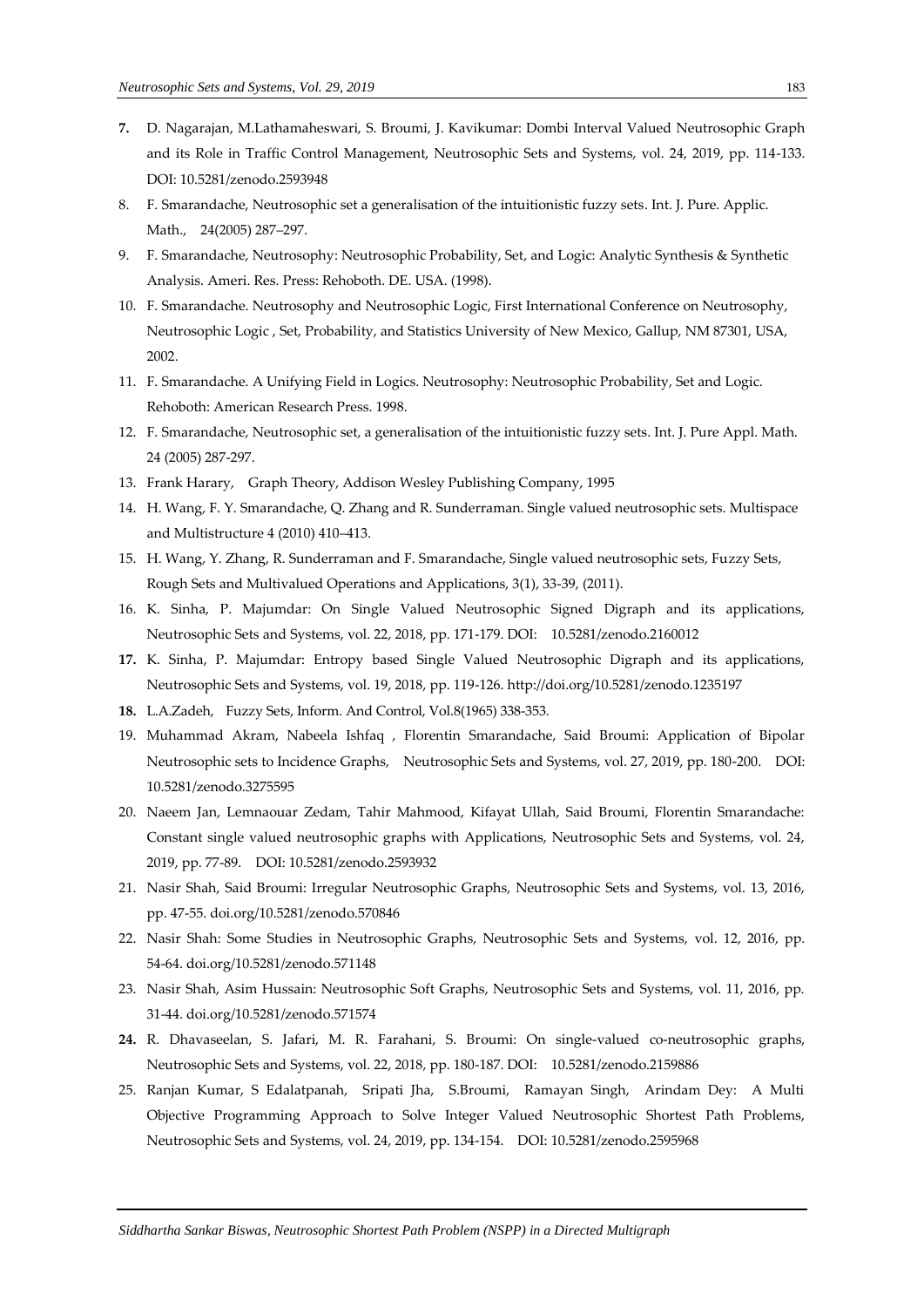7. D. Nagarajan, M.Lathamaheswari, S. Broumi, J. Kavikumar: Dombi Interval Valued Neutrosophic Graph and its Role in Traffic Control Management, Neutrosophic Sets and Systems, vol. 24, 2019, pp. 114-133. DOI: 10.5281/zenodo.2593948
8. F. Smarandache, Neutrosophic set a generalisation of the intuitionistic fuzzy sets. Int. J. Pure. Applic. Math., 24(2005) 287–297.
9. F. Smarandache, Neutrosophy: Neutrosophic Probability, Set, and Logic: Analytic Synthesis & Synthetic Analysis. Ameri. Res. Press: Rehoboth. DE. USA. (1998).
10. F. Smarandache. Neutrosophy and Neutrosophic Logic, First International Conference on Neutrosophy, Neutrosophic Logic , Set, Probability, and Statistics University of New Mexico, Gallup, NM 87301, USA, 2002.
11. F. Smarandache. A Unifying Field in Logics. Neutrosophy: Neutrosophic Probability, Set and Logic. Rehoboth: American Research Press. 1998.
12. F. Smarandache, Neutrosophic set, a generalisation of the intuitionistic fuzzy sets. Int. J. Pure Appl. Math. 24 (2005) 287-297.
13. Frank Harary, Graph Theory, Addison Wesley Publishing Company, 1995
14. H. Wang, F. Y. Smarandache, Q. Zhang and R. Sunderraman. Single valued neutrosophic sets. Multispace and Multistructure 4 (2010) 410–413.
15. H. Wang, Y. Zhang, R. Sunderraman and F. Smarandache, Single valued neutrosophic sets, Fuzzy Sets, Rough Sets and Multivalued Operations and Applications, 3(1), 33-39, (2011).
16. K. Sinha, P. Majumdar: On Single Valued Neutrosophic Signed Digraph and its applications, Neutrosophic Sets and Systems, vol. 22, 2018, pp. 171-179. DOI: 10.5281/zenodo.2160012
17. K. Sinha, P. Majumdar: Entropy based Single Valued Neutrosophic Digraph and its applications, Neutrosophic Sets and Systems, vol. 19, 2018, pp. 119-126. http://doi.org/10.5281/zenodo.1235197
18. L.A.Zadeh, Fuzzy Sets, Inform. And Control, Vol.8(1965) 338-353.
19. Muhammad Akram, Nabeela Ishfaq , Florentin Smarandache, Said Broumi: Application of Bipolar Neutrosophic sets to Incidence Graphs, Neutrosophic Sets and Systems, vol. 27, 2019, pp. 180-200. DOI: 10.5281/zenodo.3275595
20. Naeem Jan, Lemnaouar Zedam, Tahir Mahmood, Kifayat Ullah, Said Broumi, Florentin Smarandache: Constant single valued neutrosophic graphs with Applications, Neutrosophic Sets and Systems, vol. 24, 2019, pp. 77-89. DOI: 10.5281/zenodo.2593932
21. Nasir Shah, Said Broumi: Irregular Neutrosophic Graphs, Neutrosophic Sets and Systems, vol. 13, 2016, pp. 47-55. doi.org/10.5281/zenodo.570846
22. Nasir Shah: Some Studies in Neutrosophic Graphs, Neutrosophic Sets and Systems, vol. 12, 2016, pp. 54-64. doi.org/10.5281/zenodo.571148
23. Nasir Shah, Asim Hussain: Neutrosophic Soft Graphs, Neutrosophic Sets and Systems, vol. 11, 2016, pp. 31-44. doi.org/10.5281/zenodo.571574
24. R. Dhavaseelan, S. Jafari, M. R. Farahani, S. Broumi: On single-valued co-neutrosophic graphs, Neutrosophic Sets and Systems, vol. 22, 2018, pp. 180-187. DOI: 10.5281/zenodo.2159886
25. Ranjan Kumar, S Edalatpanah, Sripati Jha, S.Broumi, Ramayan Singh, Arindam Dey: A Multi Objective Programming Approach to Solve Integer Valued Neutrosophic Shortest Path Problems, Neutrosophic Sets and Systems, vol. 24, 2019, pp. 134-154. DOI: 10.5281/zenodo.2595968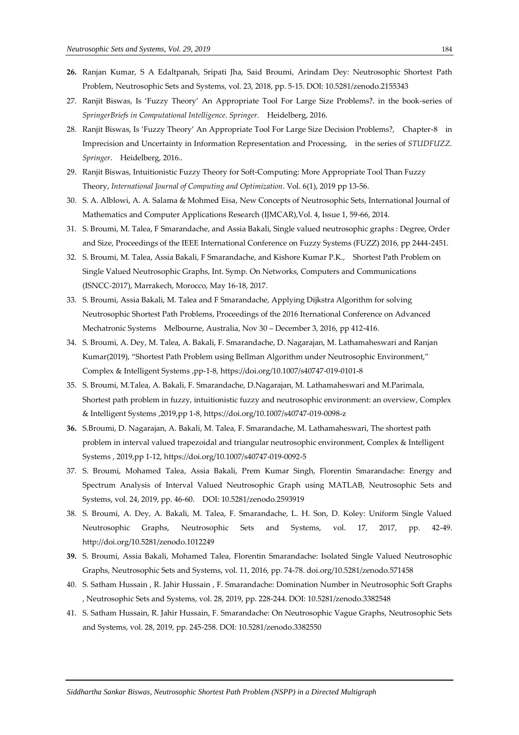**26.** Ranjan Kumar, S A Edaltpanah, Sripati Jha, Said Broumi, Arindam Dey: Neutrosophic Shortest Path Problem, Neutrosophic Sets and Systems, vol. 23, 2018, pp. 5-15. DOI: 10.5281/zenodo.2155343

27. Ranjit Biswas, Is 'Fuzzy Theory' An Appropriate Tool For Large Size Problems?. in the book-series of *SpringerBriefs in Computational Intelligence*. *Springer.* Heidelberg, 2016.

28. Ranjit Biswas, Is 'Fuzzy Theory' An Appropriate Tool For Large Size Decision Problems?, Chapter-8 in Imprecision and Uncertainty in Information Representation and Processing, in the series of *STUDFUZZ. Springer*. Heidelberg, 2016..

29. Ranjit Biswas, Intuitionistic Fuzzy Theory for Soft-Computing: More Appropriate Tool Than Fuzzy Theory, *International Journal of Computing and Optimization*. Vol. 6(1), 2019 pp 13-56.

30. S. A. Alblowi, A. A. Salama & Mohmed Eisa, New Concepts of Neutrosophic Sets, International Journal of Mathematics and Computer Applications Research (IJMCAR),Vol. 4, Issue 1, 59-66, 2014.

31. S. Broumi, M. Talea, F Smarandache, and Assia Bakali, Single valued neutrosophic graphs : Degree, Order and Size, Proceedings of the IEEE International Conference on Fuzzy Systems (FUZZ) 2016, pp 2444-2451.

32. S. Broumi, M. Talea, Assia Bakali, F Smarandache, and Kishore Kumar P.K., Shortest Path Problem on Single Valued Neutrosophic Graphs, Int. Symp. On Networks, Computers and Communications (ISNCC-2017), Marrakech, Morocco, May 16-18, 2017.

33. S. Broumi, Assia Bakali, M. Talea and F Smarandache, Applying Dijkstra Algorithm for solving Neutrosophic Shortest Path Problems, Proceedings of the 2016 Iternational Conference on Advanced Mechatronic Systems Melbourne, Australia, Nov 30 – December 3, 2016, pp 412-416.

34. S. Broumi, A. Dey, M. Talea, A. Bakali, F. Smarandache, D. Nagarajan, M. Lathamaheswari and Ranjan Kumar(2019), "Shortest Path Problem using Bellman Algorithm under Neutrosophic Environment," Complex & Intelligent Systems ,pp-1-8, https://doi.org/10.1007/s40747-019-0101-8

35. S. Broumi, M.Talea, A. Bakali, F. Smarandache, D.Nagarajan, M. Lathamaheswari and M.Parimala, Shortest path problem in fuzzy, intuitionistic fuzzy and neutrosophic environment: an overview, Complex & Intelligent Systems ,2019,pp 1-8, https://doi.org/10.1007/s40747-019-0098-z

**36.** S.Broumi, D. Nagarajan, A. Bakali, M. Talea, F. Smarandache, M. Lathamaheswari, The shortest path problem in interval valued trapezoidal and triangular neutrosophic environment, Complex & Intelligent Systems , 2019,pp 1-12, https://doi.org/10.1007/s40747-019-0092-5

37. S. Broumi, Mohamed Talea, Assia Bakali, Prem Kumar Singh, Florentin Smarandache: Energy and Spectrum Analysis of Interval Valued Neutrosophic Graph using MATLAB, Neutrosophic Sets and Systems, vol. 24, 2019, pp. 46-60. DOI: 10.5281/zenodo.2593919

38. S. Broumi, A. Dey, A. Bakali, M. Talea, F. Smarandache, L. H. Son, D. Koley: Uniform Single Valued Neutrosophic Graphs, Neutrosophic Sets and Systems, vol. 17, 2017, pp. 42-49. http://doi.org/10.5281/zenodo.1012249

**39.** S. Broumi, Assia Bakali, Mohamed Talea, Florentin Smarandache: Isolated Single Valued Neutrosophic Graphs, Neutrosophic Sets and Systems, vol. 11, 2016, pp. 74-78. doi.org/10.5281/zenodo.571458

40. S. Satham Hussain , R. Jahir Hussain , F. Smarandache: Domination Number in Neutrosophic Soft Graphs , Neutrosophic Sets and Systems, vol. 28, 2019, pp. 228-244. DOI: 10.5281/zenodo.3382548

41. S. Satham Hussain, R. Jahir Hussain, F. Smarandache: On Neutrosophic Vague Graphs, Neutrosophic Sets and Systems, vol. 28, 2019, pp. 245-258. DOI: 10.5281/zenodo.3382550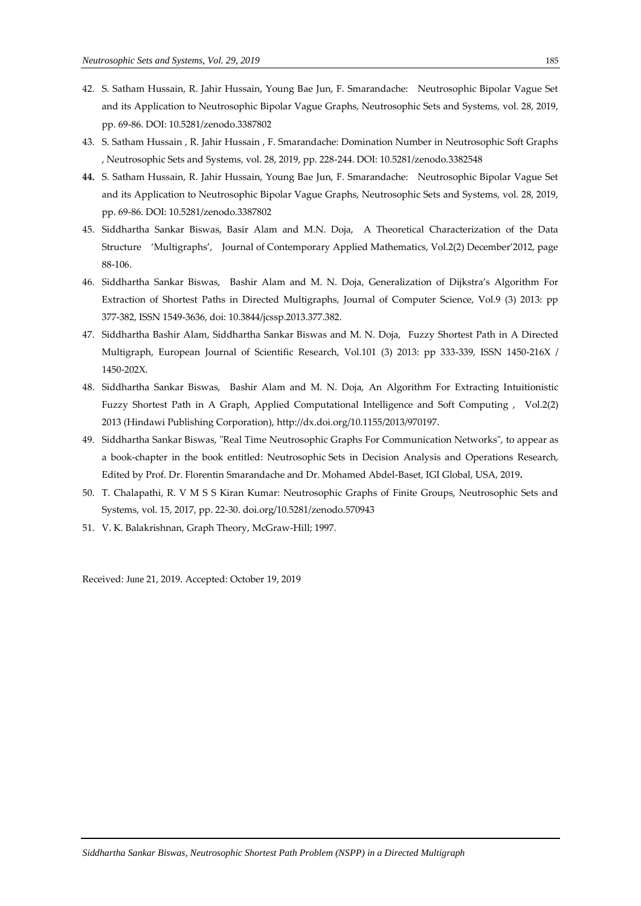42. S. Satham Hussain, R. Jahir Hussain, Young Bae Jun, F. Smarandache: Neutrosophic Bipolar Vague Set and its Application to Neutrosophic Bipolar Vague Graphs, Neutrosophic Sets and Systems, vol. 28, 2019, pp. 69-86. DOI: 10.5281/zenodo.3387802
43. S. Satham Hussain , R. Jahir Hussain , F. Smarandache: Domination Number in Neutrosophic Soft Graphs , Neutrosophic Sets and Systems, vol. 28, 2019, pp. 228-244. DOI: 10.5281/zenodo.3382548
44. S. Satham Hussain, R. Jahir Hussain, Young Bae Jun, F. Smarandache: Neutrosophic Bipolar Vague Set and its Application to Neutrosophic Bipolar Vague Graphs, Neutrosophic Sets and Systems, vol. 28, 2019, pp. 69-86. DOI: 10.5281/zenodo.3387802
45. Siddhartha Sankar Biswas, Basir Alam and M.N. Doja, A Theoretical Characterization of the Data Structure 'Multigraphs', Journal of Contemporary Applied Mathematics, Vol.2(2) December'2012, page 88-106.
46. Siddhartha Sankar Biswas, Bashir Alam and M. N. Doja, Generalization of Dijkstra's Algorithm For Extraction of Shortest Paths in Directed Multigraphs, Journal of Computer Science, Vol.9 (3) 2013: pp 377-382, ISSN 1549-3636, doi: 10.3844/jcssp.2013.377.382.
47. Siddhartha Bashir Alam, Siddhartha Sankar Biswas and M. N. Doja, Fuzzy Shortest Path in A Directed Multigraph, European Journal of Scientific Research, Vol.101 (3) 2013: pp 333-339, ISSN 1450-216X / 1450-202X.
48. Siddhartha Sankar Biswas, Bashir Alam and M. N. Doja, An Algorithm For Extracting Intuitionistic Fuzzy Shortest Path in A Graph, Applied Computational Intelligence and Soft Computing , Vol.2(2) 2013 (Hindawi Publishing Corporation), http://dx.doi.org/10.1155/2013/970197.
49. Siddhartha Sankar Biswas, "Real Time Neutrosophic Graphs For Communication Networks", to appear as a book-chapter in the book entitled: Neutrosophic Sets in Decision Analysis and Operations Research, Edited by Prof. Dr. Florentin Smarandache and Dr. Mohamed Abdel-Baset, IGI Global, USA, 2019.
50. T. Chalapathi, R. V M S S Kiran Kumar: Neutrosophic Graphs of Finite Groups, Neutrosophic Sets and Systems, vol. 15, 2017, pp. 22-30. doi.org/10.5281/zenodo.570943
51. V. K. Balakrishnan, Graph Theory, McGraw-Hill; 1997.

Received: June 21, 2019. Accepted: October 19, 2019